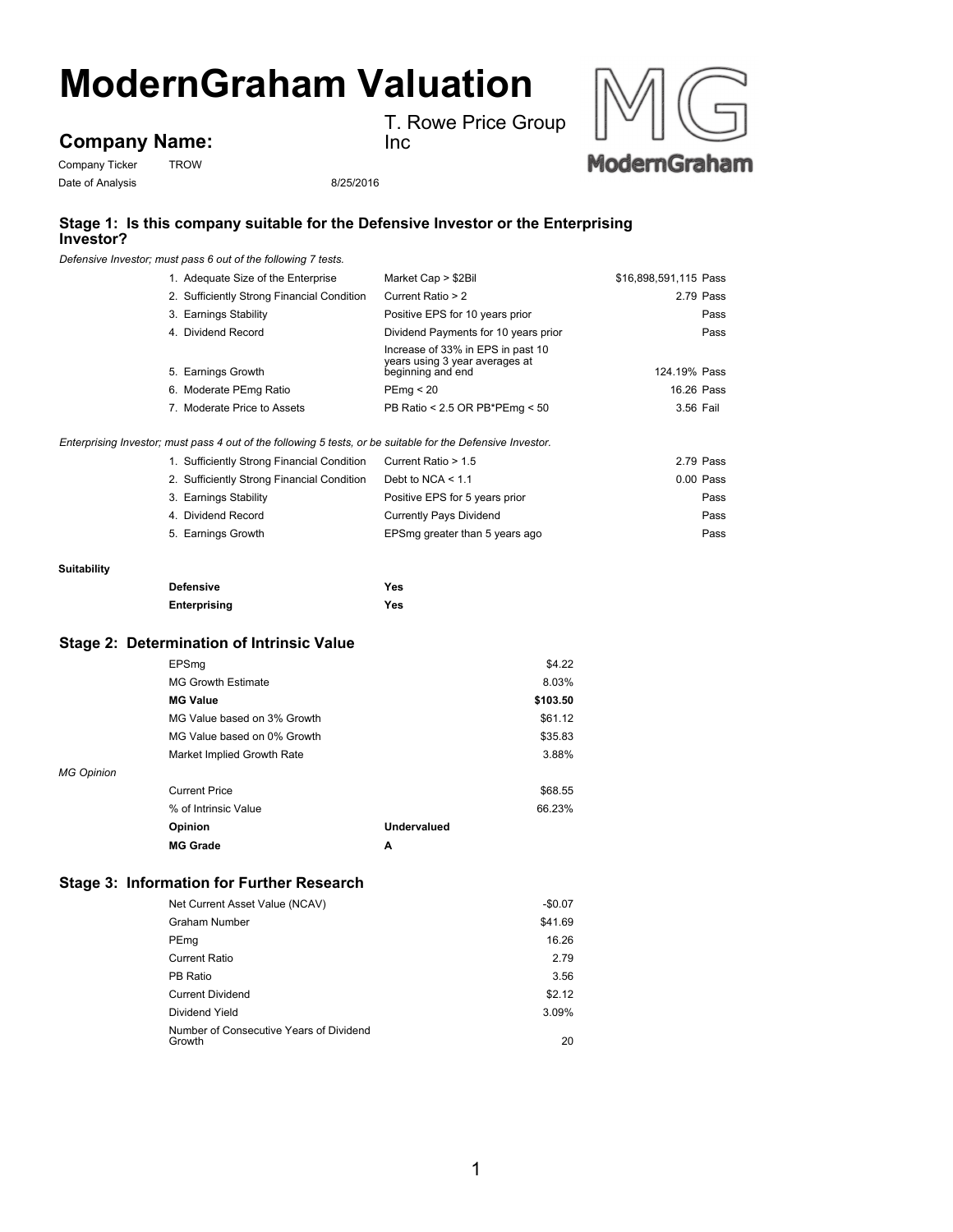# ModernGraham Valuation

**Company Name:** T. Rowe Price Group Inc

Company Ticker TROW

Date of Analysis 8/25/2016

## Stage 1: Is this company suitable for the Defensive Investor or the Enterprising Investor?

*Defensive Investor; must pass 6 out of the following 7 tests.*

| Test | Criterion | Value | Result |
|---|---|---|---|
| 1. Adequate Size of the Enterprise | Market Cap > $2Bil | $16,898,591,115 | Pass |
| 2. Sufficiently Strong Financial Condition | Current Ratio > 2 | 2.79 | Pass |
| 3. Earnings Stability | Positive EPS for 10 years prior | | Pass |
| 4. Dividend Record | Dividend Payments for 10 years prior | | Pass |
| 5. Earnings Growth | Increase of 33% in EPS in past 10 years using 3 year averages at beginning and end | 124.19% | Pass |
| 6. Moderate PEmg Ratio | PEmg < 20 | 16.26 | Pass |
| 7. Moderate Price to Assets | PB Ratio < 2.5 OR PB*PEmg < 50 | 3.56 | Fail |

*Enterprising Investor; must pass 4 out of the following 5 tests, or be suitable for the Defensive Investor.*

| Test | Criterion | Value | Result |
|---|---|---|---|
| 1. Sufficiently Strong Financial Condition | Current Ratio > 1.5 | 2.79 | Pass |
| 2. Sufficiently Strong Financial Condition | Debt to NCA < 1.1 | 0.00 | Pass |
| 3. Earnings Stability | Positive EPS for 5 years prior | | Pass |
| 4. Dividend Record | Currently Pays Dividend | | Pass |
| 5. Earnings Growth | EPSmg greater than 5 years ago | | Pass |

**Suitability**

| | |
|---|---|
| **Defensive** | **Yes** |
| **Enterprising** | **Yes** |

## Stage 2: Determination of Intrinsic Value

| | |
|---|---|
| EPSmg | $4.22 |
| MG Growth Estimate | 8.03% |
| **MG Value** | **$103.50** |
| MG Value based on 3% Growth | $61.12 |
| MG Value based on 0% Growth | $35.83 |
| Market Implied Growth Rate | 3.88% |

*MG Opinion*

| | |
|---|---|
| Current Price | $68.55 |
| % of Intrinsic Value | 66.23% |
| **Opinion** | **Undervalued** |
| **MG Grade** | **A** |

## Stage 3: Information for Further Research

| | |
|---|---|
| Net Current Asset Value (NCAV) | -$0.07 |
| Graham Number | $41.69 |
| PEmg | 16.26 |
| Current Ratio | 2.79 |
| PB Ratio | 3.56 |
| Current Dividend | $2.12 |
| Dividend Yield | 3.09% |
| Number of Consecutive Years of Dividend Growth | 20 |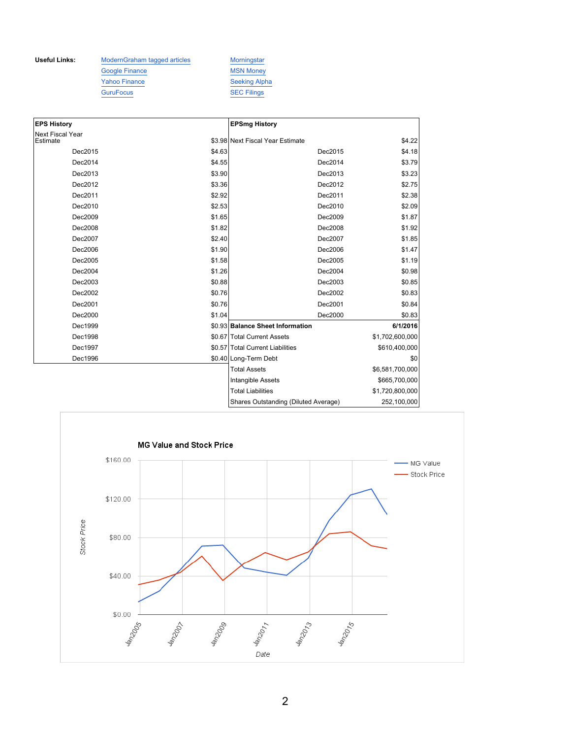**Useful Links:**

- ModernGraham tagged articles
- Google Finance
- Yahoo Finance
- GuruFocus
- Morningstar
- MSN Money
- Seeking Alpha
- SEC Filings

| EPS History | |
|---|---|
| Next Fiscal Year Estimate | $3.98 |
| Dec2015 | $4.63 |
| Dec2014 | $4.55 |
| Dec2013 | $3.90 |
| Dec2012 | $3.36 |
| Dec2011 | $2.92 |
| Dec2010 | $2.53 |
| Dec2009 | $1.65 |
| Dec2008 | $1.82 |
| Dec2007 | $2.40 |
| Dec2006 | $1.90 |
| Dec2005 | $1.58 |
| Dec2004 | $1.26 |
| Dec2003 | $0.88 |
| Dec2002 | $0.76 |
| Dec2001 | $0.76 |
| Dec2000 | $1.04 |
| Dec1999 | $0.93 |
| Dec1998 | $0.67 |
| Dec1997 | $0.57 |
| Dec1996 | $0.40 |

| EPSmg History | |
|---|---|
| Next Fiscal Year Estimate | $4.22 |
| Dec2015 | $4.18 |
| Dec2014 | $3.79 |
| Dec2013 | $3.23 |
| Dec2012 | $2.75 |
| Dec2011 | $2.38 |
| Dec2010 | $2.09 |
| Dec2009 | $1.87 |
| Dec2008 | $1.92 |
| Dec2007 | $1.85 |
| Dec2006 | $1.47 |
| Dec2005 | $1.19 |
| Dec2004 | $0.98 |
| Dec2003 | $0.85 |
| Dec2002 | $0.83 |
| Dec2001 | $0.84 |
| Dec2000 | $0.83 |

| Balance Sheet Information | 6/1/2016 |
|---|---|
| Total Current Assets | $1,702,600,000 |
| Total Current Liabilities | $610,400,000 |
| Long-Term Debt | $0 |
| Total Assets | $6,581,700,000 |
| Intangible Assets | $665,700,000 |
| Total Liabilities | $1,720,800,000 |
| Shares Outstanding (Diluted Average) | 252,100,000 |

**MG Value and Stock Price**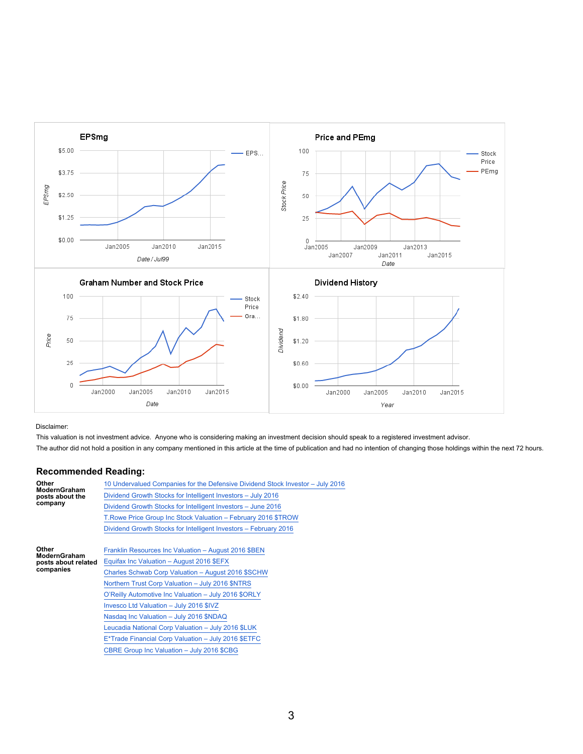EPSmg

$5.00
$3.75
$2.50
$1.25
$0.00

EPSmg

Jan2005
Jan2010
Jan2015

Date / Jul99

EPS...

Price and PEmg

100
75
50
25
0

Stock Price

Jan2005
Jan2007
Jan2009
Jan2011
Jan2013
Jan2015

Date

Stock Price
PEmg

Graham Number and Stock Price

100
75
50
25
0

Price

Jan2000
Jan2005
Jan2010
Jan2015

Date

Stock Price
Ora...

Dividend History

$2.40
$1.80
$1.20
$0.60
$0.00

Dividend

Jan2000
Jan2005
Jan2010
Jan2015

Year

Disclaimer:

This valuation is not investment advice. Anyone who is considering making an investment decision should speak to a registered investment advisor.

The author did not hold a position in any company mentioned in this article at the time of publication and had no intention of changing those holdings within the next 72 hours.

## Recommended Reading:

| | |
|---|---|
| **Other ModernGraham posts about the company** | 10 Undervalued Companies for the Defensive Dividend Stock Investor – July 2016<br>Dividend Growth Stocks for Intelligent Investors – July 2016<br>Dividend Growth Stocks for Intelligent Investors – June 2016<br>T.Rowe Price Group Inc Stock Valuation – February 2016 $TROW<br>Dividend Growth Stocks for Intelligent Investors – February 2016 |
| **Other ModernGraham posts about related companies** | Franklin Resources Inc Valuation – August 2016 $BEN<br>Equifax Inc Valuation – August 2016 $EFX<br>Charles Schwab Corp Valuation – August 2016 $SCHW<br>Northern Trust Corp Valuation – July 2016 $NTRS<br>O'Reilly Automotive Inc Valuation – July 2016 $ORLY<br>Invesco Ltd Valuation – July 2016 $IVZ<br>Nasdaq Inc Valuation – July 2016 $NDAQ<br>Leucadia National Corp Valuation – July 2016 $LUK<br>E*Trade Financial Corp Valuation – July 2016 $ETFC<br>CBRE Group Inc Valuation – July 2016 $CBG |